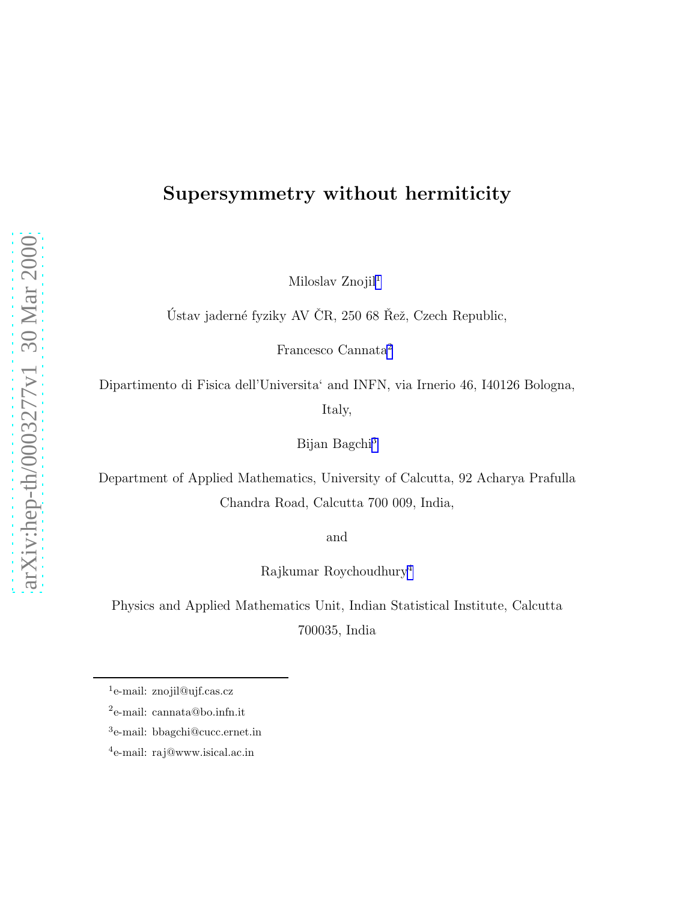# Supersymmetry without hermiticity

Miloslav Znojil[1]

Ústav jaderné fyziky AV ČR, 250 68 Řež, Czech Republic,

Francesco Cannata[2]

Dipartimento di Fisica dell'Universita‘ and INFN, via Irnerio 46, I40126 Bologna, Italy,

Bijan Bagchi[3]

Department of Applied Mathematics, University of Calcutta, 92 Acharya Prafulla Chandra Road, Calcutta 700 009, India,

and

Rajkumar Roychoudhury[4]

Physics and Applied Mathematics Unit, Indian Statistical Institute, Calcutta 700035, India

---

[1] e-mail: znojil@ujf.cas.cz

[2] e-mail: cannata@bo.infn.it

[3] e-mail: bbagchi@cucc.ernet.in

[4] e-mail: raj@www.isical.ac.in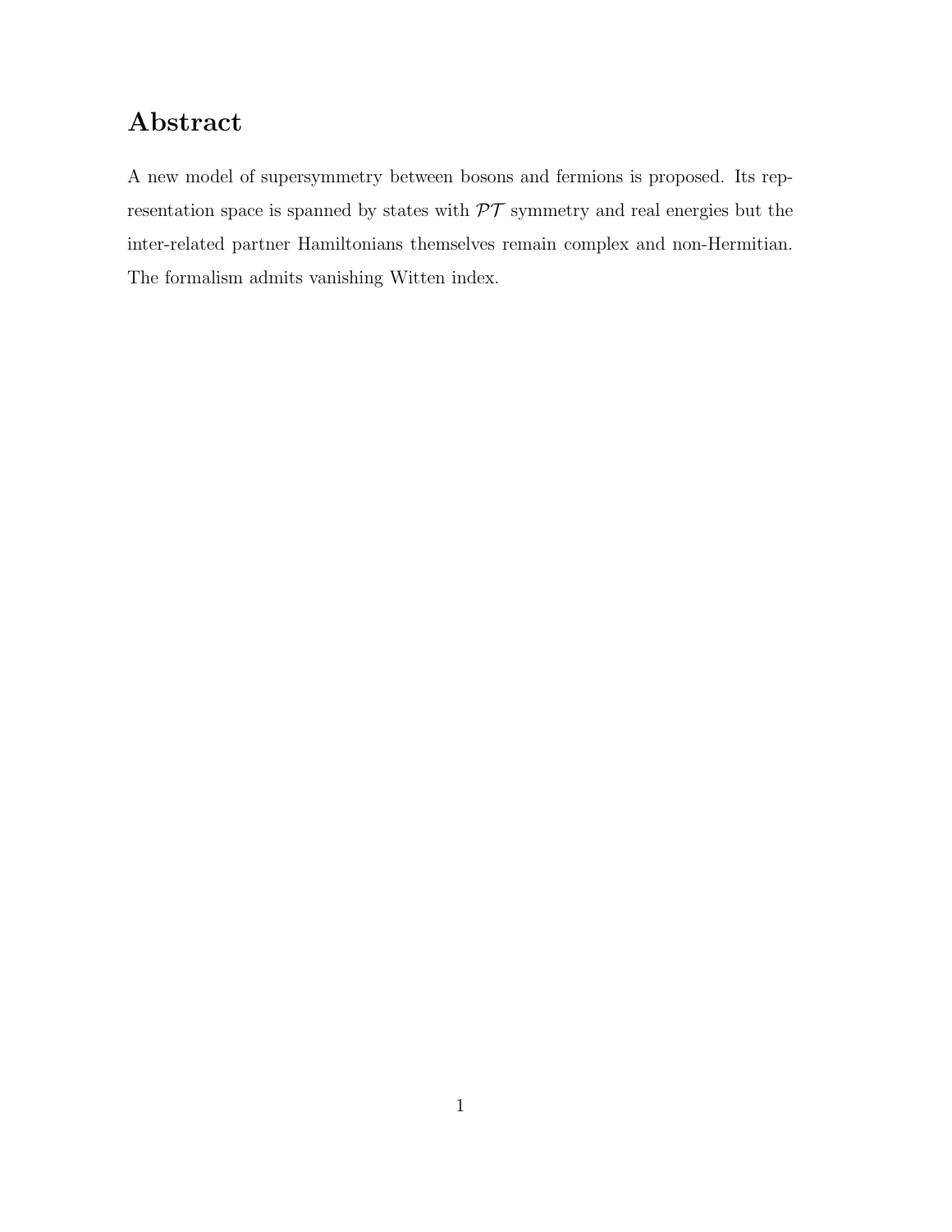## Abstract

A new model of supersymmetry between bosons and fermions is proposed. Its representation space is spanned by states with $\mathcal{PT}$ symmetry and real energies but the inter-related partner Hamiltonians themselves remain complex and non-Hermitian. The formalism admits vanishing Witten index.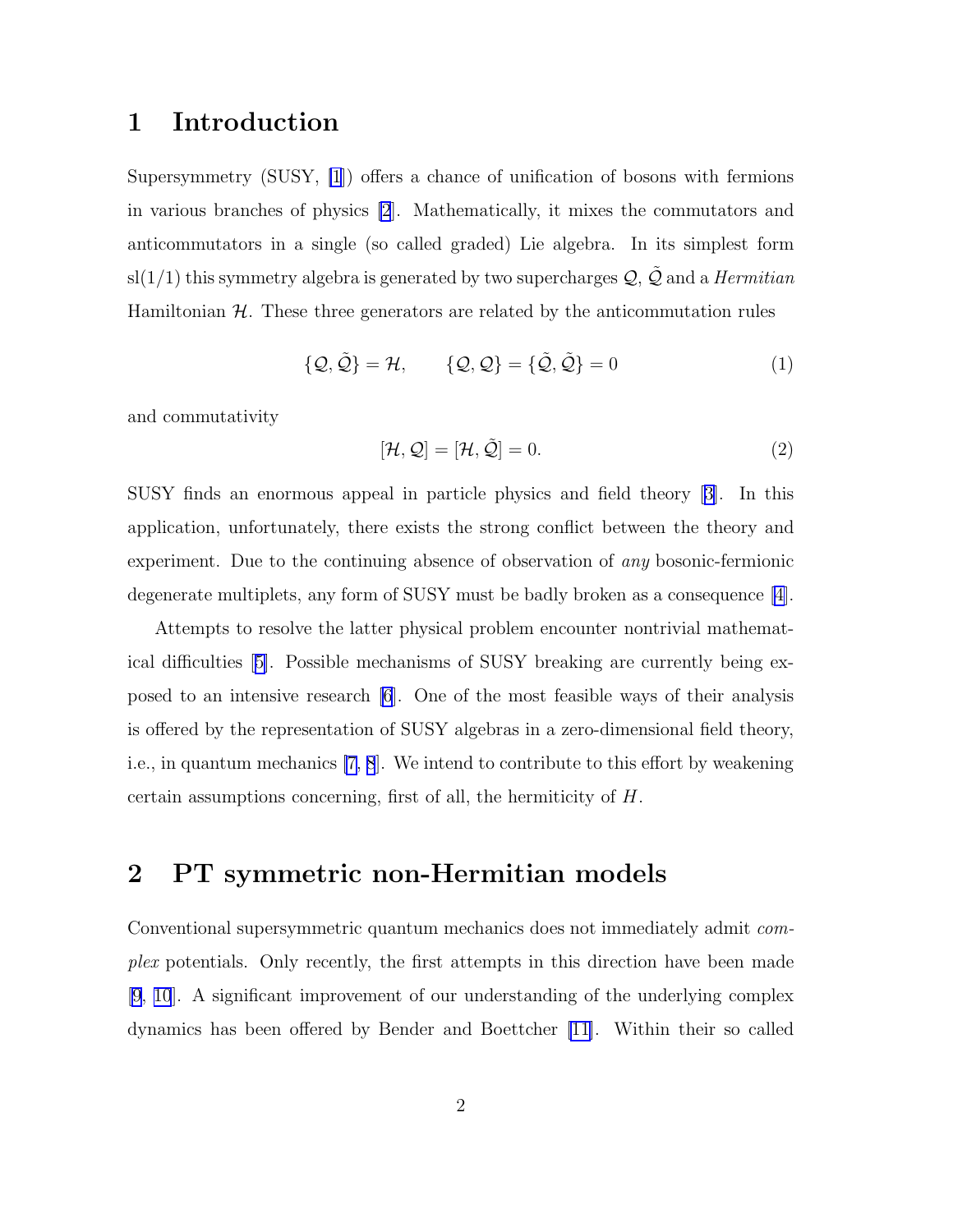## 1 Introduction

Supersymmetry (SUSY, [1]) offers a chance of unification of bosons with fermions in various branches of physics [2]. Mathematically, it mixes the commutators and anticommutators in a single (so called graded) Lie algebra. In its simplest form sl(1/1) this symmetry algebra is generated by two supercharges $\mathcal{Q}$, $\tilde{\mathcal{Q}}$ and a *Hermitian* Hamiltonian $\mathcal{H}$. These three generators are related by the anticommutation rules

$$\{\mathcal{Q}, \tilde{\mathcal{Q}}\} = \mathcal{H}, \qquad \{\mathcal{Q}, \mathcal{Q}\} = \{\tilde{\mathcal{Q}}, \tilde{\mathcal{Q}}\} = 0 \tag{1}$$

and commutativity

$$[\mathcal{H}, \mathcal{Q}] = [\mathcal{H}, \tilde{\mathcal{Q}}] = 0. \tag{2}$$

SUSY finds an enormous appeal in particle physics and field theory [3]. In this application, unfortunately, there exists the strong conflict between the theory and experiment. Due to the continuing absence of observation of *any* bosonic-fermionic degenerate multiplets, any form of SUSY must be badly broken as a consequence [4].

Attempts to resolve the latter physical problem encounter nontrivial mathematical difficulties [5]. Possible mechanisms of SUSY breaking are currently being exposed to an intensive research [6]. One of the most feasible ways of their analysis is offered by the representation of SUSY algebras in a zero-dimensional field theory, i.e., in quantum mechanics [7, 8]. We intend to contribute to this effort by weakening certain assumptions concerning, first of all, the hermiticity of $H$.

## 2 PT symmetric non-Hermitian models

Conventional supersymmetric quantum mechanics does not immediately admit *complex* potentials. Only recently, the first attempts in this direction have been made [9, 10]. A significant improvement of our understanding of the underlying complex dynamics has been offered by Bender and Boettcher [11]. Within their so called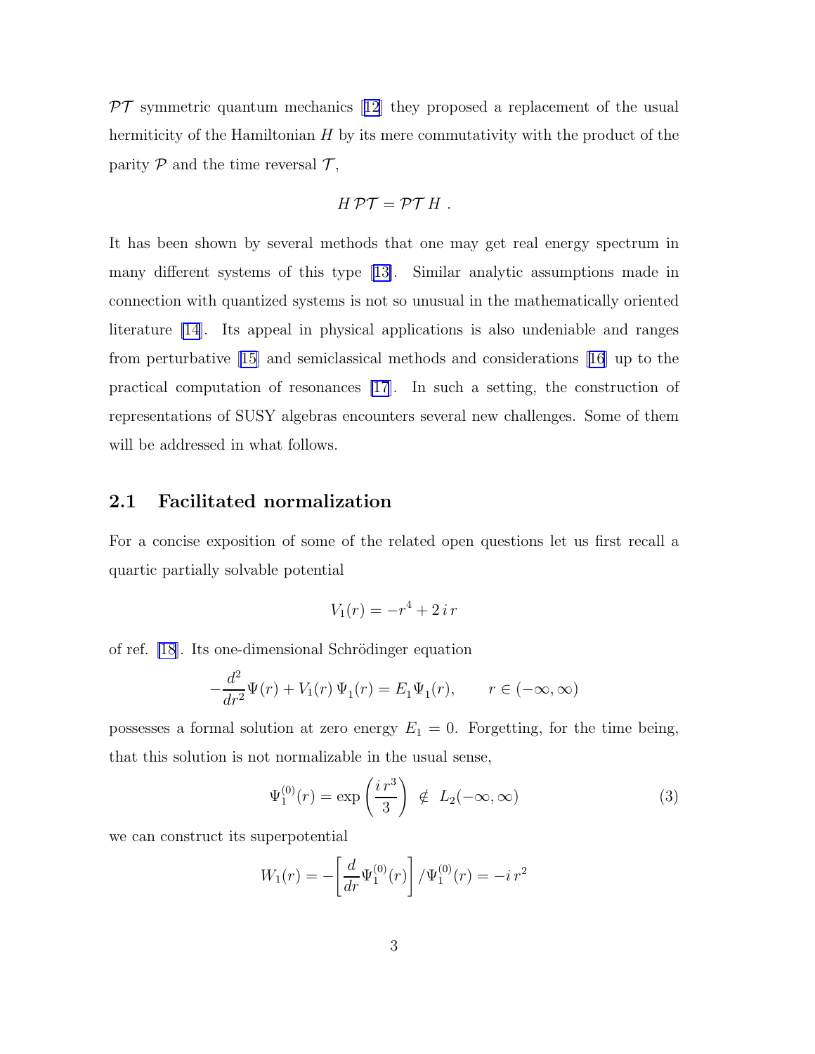$\mathcal{PT}$ symmetric quantum mechanics [12] they proposed a replacement of the usual hermiticity of the Hamiltonian $H$ by its mere commutativity with the product of the parity $\mathcal{P}$ and the time reversal $\mathcal{T}$,

$$H\,\mathcal{PT} = \mathcal{PT}\,H\ .$$

It has been shown by several methods that one may get real energy spectrum in many different systems of this type [13]. Similar analytic assumptions made in connection with quantized systems is not so unusual in the mathematically oriented literature [14]. Its appeal in physical applications is also undeniable and ranges from perturbative [15] and semiclassical methods and considerations [16] up to the practical computation of resonances [17]. In such a setting, the construction of representations of SUSY algebras encounters several new challenges. Some of them will be addressed in what follows.

## 2.1 Facilitated normalization

For a concise exposition of some of the related open questions let us first recall a quartic partially solvable potential

$$V_1(r) = -r^4 + 2\,i\,r$$

of ref. [18]. Its one-dimensional Schrödinger equation

$$-\frac{d^2}{dr^2}\Psi(r) + V_1(r)\,\Psi_1(r) = E_1\Psi_1(r), \qquad r \in (-\infty, \infty)$$

possesses a formal solution at zero energy $E_1 = 0$. Forgetting, for the time being, that this solution is not normalizable in the usual sense,

$$\Psi_1^{(0)}(r) = \exp\left(\frac{i\,r^3}{3}\right) \notin L_2(-\infty, \infty) \tag{3}$$

we can construct its superpotential

$$W_1(r) = -\left[\frac{d}{dr}\Psi_1^{(0)}(r)\right]/\Psi_1^{(0)}(r) = -i\,r^2$$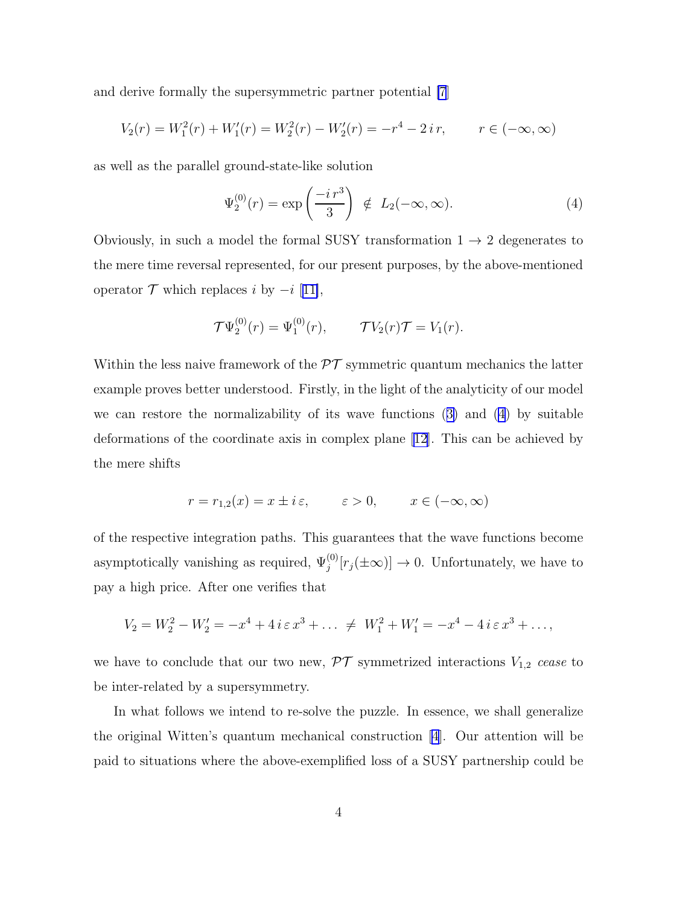and derive formally the supersymmetric partner potential [7]

$$V_2(r) = W_1^2(r) + W_1'(r) = W_2^2(r) - W_2'(r) = -r^4 - 2\,i\,r, \qquad r \in (-\infty, \infty)$$

as well as the parallel ground-state-like solution

$$\Psi_2^{(0)}(r) = \exp\left(\frac{-i\,r^3}{3}\right) \;\notin\; L_2(-\infty, \infty). \tag{4}$$

Obviously, in such a model the formal SUSY transformation $1 \to 2$ degenerates to the mere time reversal represented, for our present purposes, by the above-mentioned operator $\mathcal{T}$ which replaces $i$ by $-i$ [11],

$$\mathcal{T}\Psi_2^{(0)}(r) = \Psi_1^{(0)}(r), \qquad \mathcal{T}V_2(r)\mathcal{T} = V_1(r).$$

Within the less naive framework of the $\mathcal{PT}$ symmetric quantum mechanics the latter example proves better understood. Firstly, in the light of the analyticity of our model we can restore the normalizability of its wave functions (3) and (4) by suitable deformations of the coordinate axis in complex plane [12]. This can be achieved by the mere shifts

$$r = r_{1,2}(x) = x \pm i\,\varepsilon, \qquad \varepsilon > 0, \qquad x \in (-\infty, \infty)$$

of the respective integration paths. This guarantees that the wave functions become asymptotically vanishing as required, $\Psi_j^{(0)}[r_j(\pm\infty)] \to 0$. Unfortunately, we have to pay a high price. After one verifies that

$$V_2 = W_2^2 - W_2' = -x^4 + 4\,i\,\varepsilon\,x^3 + \ldots \;\neq\; W_1^2 + W_1' = -x^4 - 4\,i\,\varepsilon\,x^3 + \ldots,$$

we have to conclude that our two new, $\mathcal{PT}$ symmetrized interactions $V_{1,2}$ *cease* to be inter-related by a supersymmetry.

In what follows we intend to re-solve the puzzle. In essence, we shall generalize the original Witten's quantum mechanical construction [4]. Our attention will be paid to situations where the above-exemplified loss of a SUSY partnership could be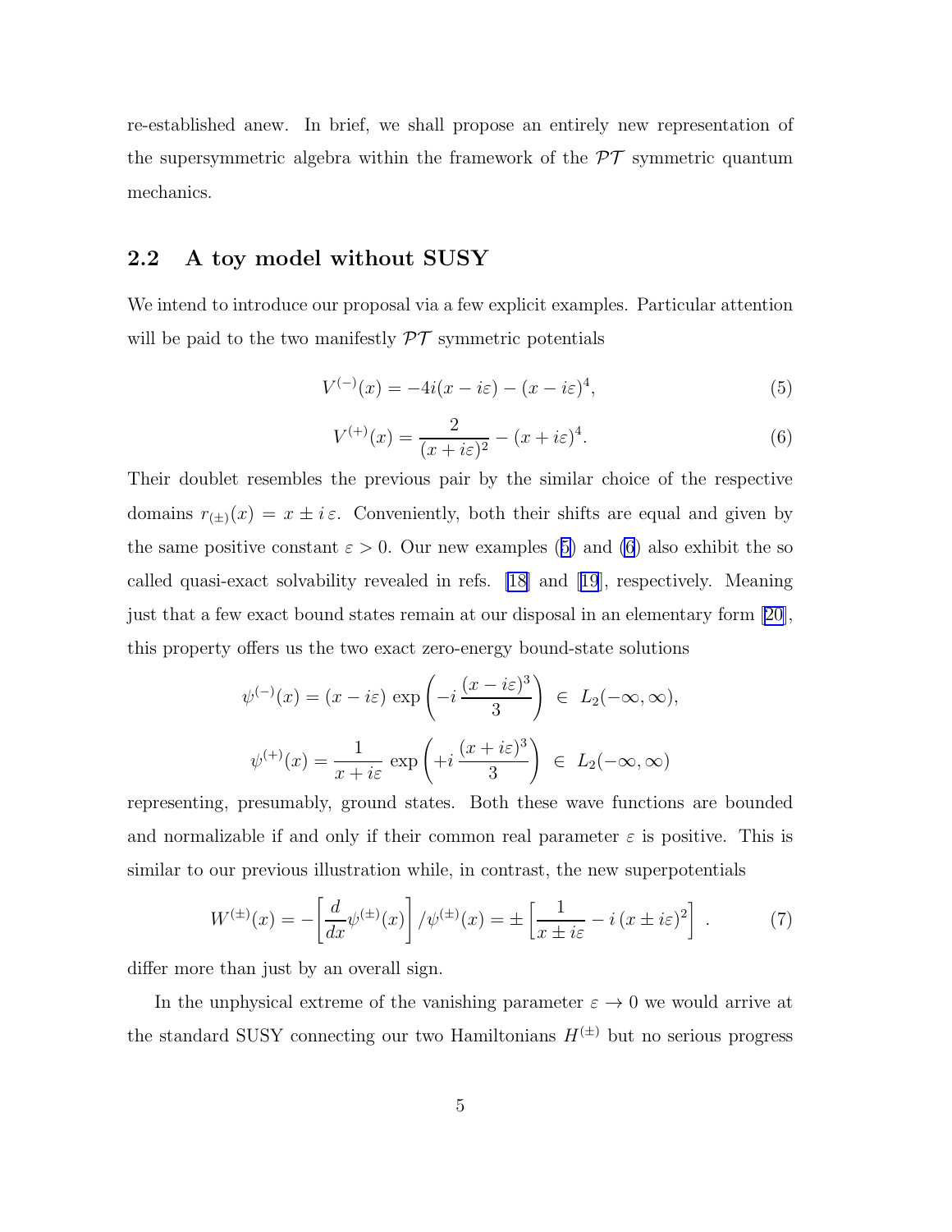re-established anew. In brief, we shall propose an entirely new representation of the supersymmetric algebra within the framework of the $\mathcal{PT}$ symmetric quantum mechanics.

### 2.2 A toy model without SUSY

We intend to introduce our proposal via a few explicit examples. Particular attention will be paid to the two manifestly $\mathcal{PT}$ symmetric potentials

$$V^{(-)}(x) = -4i(x - i\varepsilon) - (x - i\varepsilon)^4, \tag{5}$$

$$V^{(+)}(x) = \frac{2}{(x + i\varepsilon)^2} - (x + i\varepsilon)^4. \tag{6}$$

Their doublet resembles the previous pair by the similar choice of the respective domains $r_{(\pm)}(x) = x \pm i\,\varepsilon$. Conveniently, both their shifts are equal and given by the same positive constant $\varepsilon > 0$. Our new examples (5) and (6) also exhibit the so called quasi-exact solvability revealed in refs. [18] and [19], respectively. Meaning just that a few exact bound states remain at our disposal in an elementary form [20], this property offers us the two exact zero-energy bound-state solutions

$$\psi^{(-)}(x) = (x - i\varepsilon)\,\exp\left(-i\,\frac{(x - i\varepsilon)^3}{3}\right) \;\in\; L_2(-\infty, \infty),$$

$$\psi^{(+)}(x) = \frac{1}{x + i\varepsilon}\,\exp\left(+i\,\frac{(x + i\varepsilon)^3}{3}\right) \;\in\; L_2(-\infty, \infty)$$

representing, presumably, ground states. Both these wave functions are bounded and normalizable if and only if their common real parameter $\varepsilon$ is positive. This is similar to our previous illustration while, in contrast, the new superpotentials

$$W^{(\pm)}(x) = -\left[\frac{d}{dx}\psi^{(\pm)}(x)\right]/\psi^{(\pm)}(x) = \pm\left[\frac{1}{x \pm i\varepsilon} - i\,(x \pm i\varepsilon)^2\right]\;. \tag{7}$$

differ more than just by an overall sign.

In the unphysical extreme of the vanishing parameter $\varepsilon \to 0$ we would arrive at the standard SUSY connecting our two Hamiltonians $H^{(\pm)}$ but no serious progress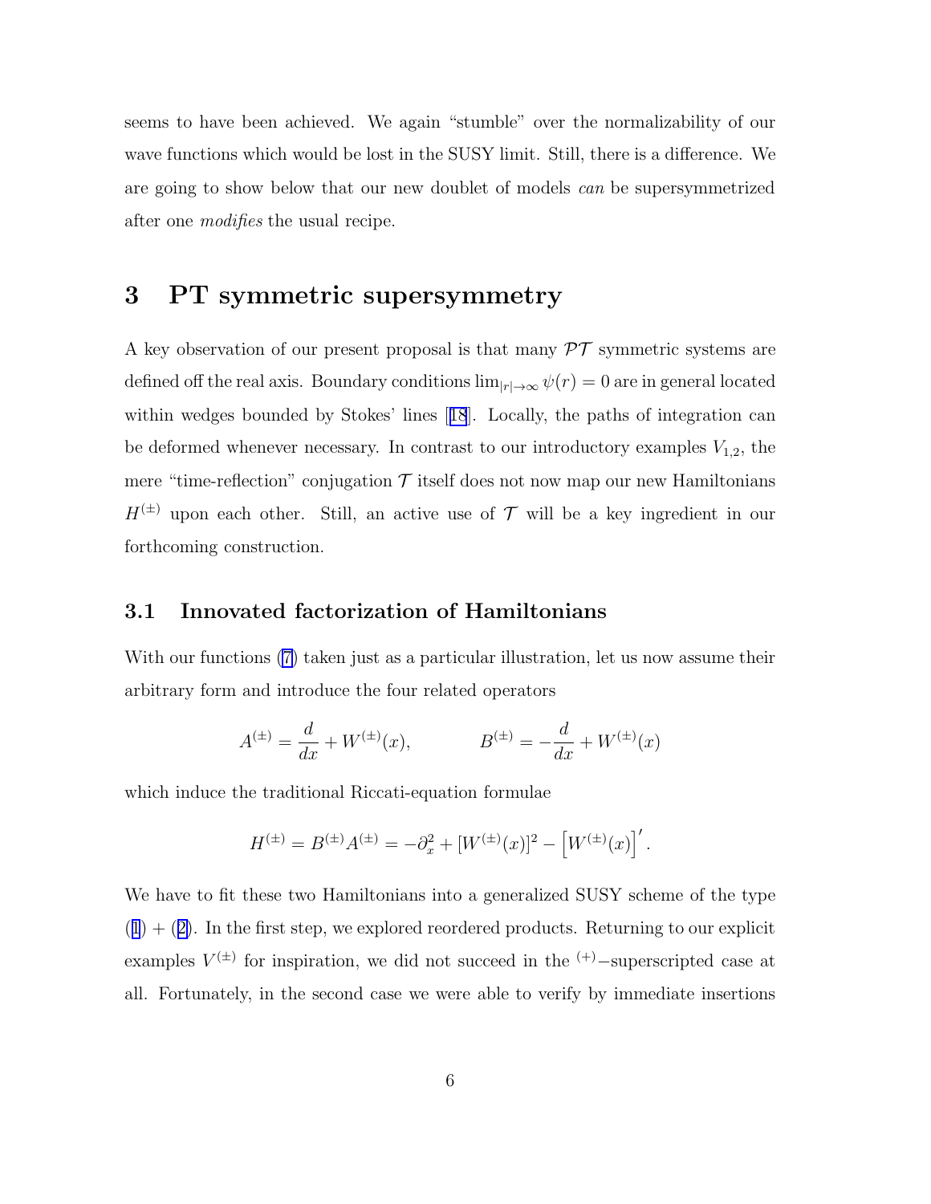seems to have been achieved. We again "stumble" over the normalizability of our wave functions which would be lost in the SUSY limit. Still, there is a difference. We are going to show below that our new doublet of models *can* be supersymmetrized after one *modifies* the usual recipe.

# 3 PT symmetric supersymmetry

A key observation of our present proposal is that many $\mathcal{PT}$ symmetric systems are defined off the real axis. Boundary conditions $\lim_{|r|\to\infty} \psi(r) = 0$ are in general located within wedges bounded by Stokes' lines [18]. Locally, the paths of integration can be deformed whenever necessary. In contrast to our introductory examples $V_{1,2}$, the mere "time-reflection" conjugation $\mathcal{T}$ itself does not now map our new Hamiltonians $H^{(\pm)}$ upon each other. Still, an active use of $\mathcal{T}$ will be a key ingredient in our forthcoming construction.

## 3.1 Innovated factorization of Hamiltonians

With our functions (7) taken just as a particular illustration, let us now assume their arbitrary form and introduce the four related operators

$$A^{(\pm)} = \frac{d}{dx} + W^{(\pm)}(x), \qquad B^{(\pm)} = -\frac{d}{dx} + W^{(\pm)}(x)$$

which induce the traditional Riccati-equation formulae

$$H^{(\pm)} = B^{(\pm)}A^{(\pm)} = -\partial_x^2 + [W^{(\pm)}(x)]^2 - \left[W^{(\pm)}(x)\right]'.$$

We have to fit these two Hamiltonians into a generalized SUSY scheme of the type (1) + (2). In the first step, we explored reordered products. Returning to our explicit examples $V^{(\pm)}$ for inspiration, we did not succeed in the ${}^{(+)}$−superscripted case at all. Fortunately, in the second case we were able to verify by immediate insertions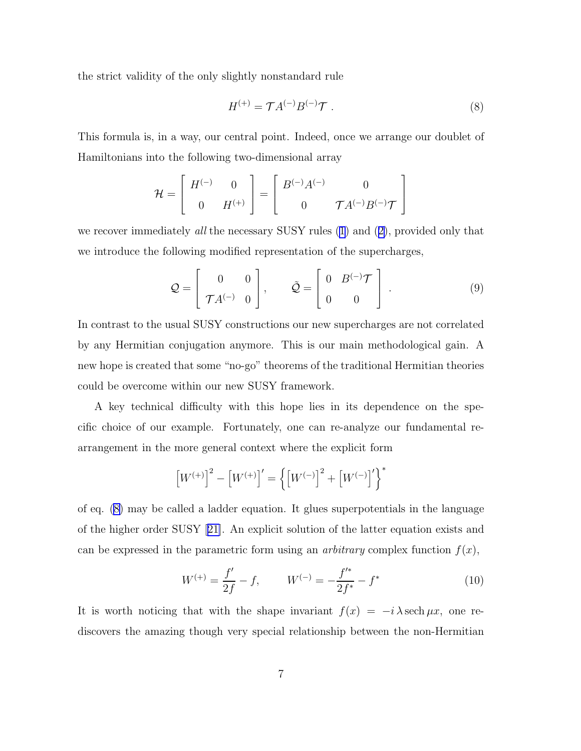the strict validity of the only slightly nonstandard rule

$$H^{(+)} = \mathcal{T} A^{(-)} B^{(-)} \mathcal{T} \, . \tag{8}$$

This formula is, in a way, our central point. Indeed, once we arrange our doublet of Hamiltonians into the following two-dimensional array

$$\mathcal{H} = \left[ \begin{array}{cc} H^{(-)} & 0 \\ 0 & H^{(+)} \end{array} \right] = \left[ \begin{array}{cc} B^{(-)} A^{(-)} & 0 \\ 0 & \mathcal{T} A^{(-)} B^{(-)} \mathcal{T} \end{array} \right]$$

we recover immediately *all* the necessary SUSY rules (1) and (2), provided only that we introduce the following modified representation of the supercharges,

$$\mathcal{Q} = \left[ \begin{array}{cc} 0 & 0 \\ \mathcal{T} A^{(-)} & 0 \end{array} \right], \qquad \tilde{\mathcal{Q}} = \left[ \begin{array}{cc} 0 & B^{(-)} \mathcal{T} \\ 0 & 0 \end{array} \right] \, . \tag{9}$$

In contrast to the usual SUSY constructions our new supercharges are not correlated by any Hermitian conjugation anymore. This is our main methodological gain. A new hope is created that some "no-go" theorems of the traditional Hermitian theories could be overcome within our new SUSY framework.

A key technical difficulty with this hope lies in its dependence on the specific choice of our example. Fortunately, one can re-analyze our fundamental rearrangement in the more general context where the explicit form

$$\left[ W^{(+)} \right]^2 - \left[ W^{(+)} \right]' = \left\{ \left[ W^{(-)} \right]^2 + \left[ W^{(-)} \right]' \right\}^*$$

of eq. (8) may be called a ladder equation. It glues superpotentials in the language of the higher order SUSY [21]. An explicit solution of the latter equation exists and can be expressed in the parametric form using an *arbitrary* complex function $f(x)$,

$$W^{(+)} = \frac{f'}{2f} - f, \qquad W^{(-)} = -\frac{f'^*}{2f^*} - f^* \tag{10}$$

It is worth noticing that with the shape invariant $f(x) = -i \, \lambda \, \mathrm{sech} \, \mu x$, one rediscovers the amazing though very special relationship between the non-Hermitian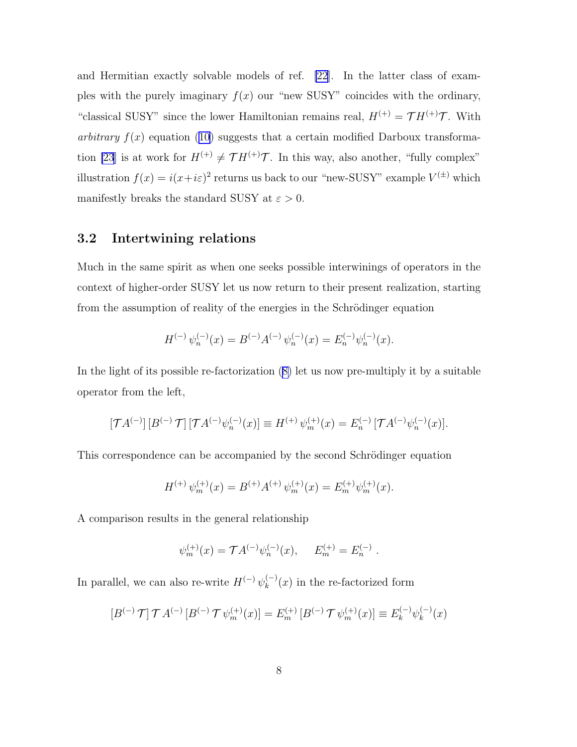and Hermitian exactly solvable models of ref. [22]. In the latter class of examples with the purely imaginary $f(x)$ our "new SUSY" coincides with the ordinary, "classical SUSY" since the lower Hamiltonian remains real, $H^{(+)} = \mathcal{T} H^{(+)} \mathcal{T}$. With *arbitrary* $f(x)$ equation (10) suggests that a certain modified Darboux transformation [23] is at work for $H^{(+)} \neq \mathcal{T} H^{(+)} \mathcal{T}$. In this way, also another, "fully complex" illustration $f(x) = i(x+i\varepsilon)^2$ returns us back to our "new-SUSY" example $V^{(\pm)}$ which manifestly breaks the standard SUSY at $\varepsilon > 0$.

## 3.2 Intertwining relations

Much in the same spirit as when one seeks possible interwinings of operators in the context of higher-order SUSY let us now return to their present realization, starting from the assumption of reality of the energies in the Schrödinger equation

$$H^{(-)} \psi_n^{(-)}(x) = B^{(-)} A^{(-)} \psi_n^{(-)}(x) = E_n^{(-)} \psi_n^{(-)}(x).$$

In the light of its possible re-factorization (8) let us now pre-multiply it by a suitable operator from the left,

$$[\mathcal{T} A^{(-)}] \, [B^{(-)} \mathcal{T}] \, [\mathcal{T} A^{(-)} \psi_n^{(-)}(x)] \equiv H^{(+)} \psi_m^{(+)}(x) = E_n^{(-)} \, [\mathcal{T} A^{(-)} \psi_n^{(-)}(x)].$$

This correspondence can be accompanied by the second Schrödinger equation

$$H^{(+)} \psi_m^{(+)}(x) = B^{(+)} A^{(+)} \psi_m^{(+)}(x) = E_m^{(+)} \psi_m^{(+)}(x).$$

A comparison results in the general relationship

$$\psi_m^{(+)}(x) = \mathcal{T} A^{(-)} \psi_n^{(-)}(x), \qquad E_m^{(+)} = E_n^{(-)} \, .$$

In parallel, we can also re-write $H^{(-)} \psi_k^{(-)}(x)$ in the re-factorized form

$$[B^{(-)} \mathcal{T}] \, \mathcal{T} A^{(-)} \, [B^{(-)} \mathcal{T} \psi_m^{(+)}(x)] = E_m^{(+)} \, [B^{(-)} \mathcal{T} \psi_m^{(+)}(x)] \equiv E_k^{(-)} \psi_k^{(-)}(x)$$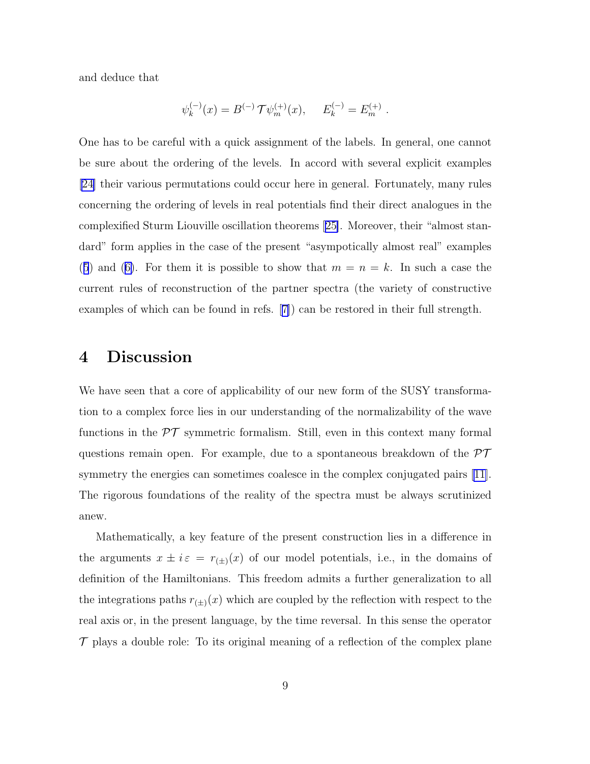and deduce that

$$\psi_k^{(-)}(x) = B^{(-)}\,\mathcal{T}\psi_m^{(+)}(x), \qquad E_k^{(-)} = E_m^{(+)} \; .$$

One has to be careful with a quick assignment of the labels. In general, one cannot be sure about the ordering of the levels. In accord with several explicit examples [24] their various permutations could occur here in general. Fortunately, many rules concerning the ordering of levels in real potentials find their direct analogues in the complexified Sturm Liouville oscillation theorems [25]. Moreover, their "almost standard" form applies in the case of the present "asympotically almost real" examples (5) and (6). For them it is possible to show that $m = n = k$. In such a case the current rules of reconstruction of the partner spectra (the variety of constructive examples of which can be found in refs. [7]) can be restored in their full strength.

## 4 Discussion

We have seen that a core of applicability of our new form of the SUSY transformation to a complex force lies in our understanding of the normalizability of the wave functions in the $\mathcal{PT}$ symmetric formalism. Still, even in this context many formal questions remain open. For example, due to a spontaneous breakdown of the $\mathcal{PT}$ symmetry the energies can sometimes coalesce in the complex conjugated pairs [11]. The rigorous foundations of the reality of the spectra must be always scrutinized anew.

Mathematically, a key feature of the present construction lies in a difference in the arguments $x \pm i\,\varepsilon = r_{(\pm)}(x)$ of our model potentials, i.e., in the domains of definition of the Hamiltonians. This freedom admits a further generalization to all the integrations paths $r_{(\pm)}(x)$ which are coupled by the reflection with respect to the real axis or, in the present language, by the time reversal. In this sense the operator $\mathcal{T}$ plays a double role: To its original meaning of a reflection of the complex plane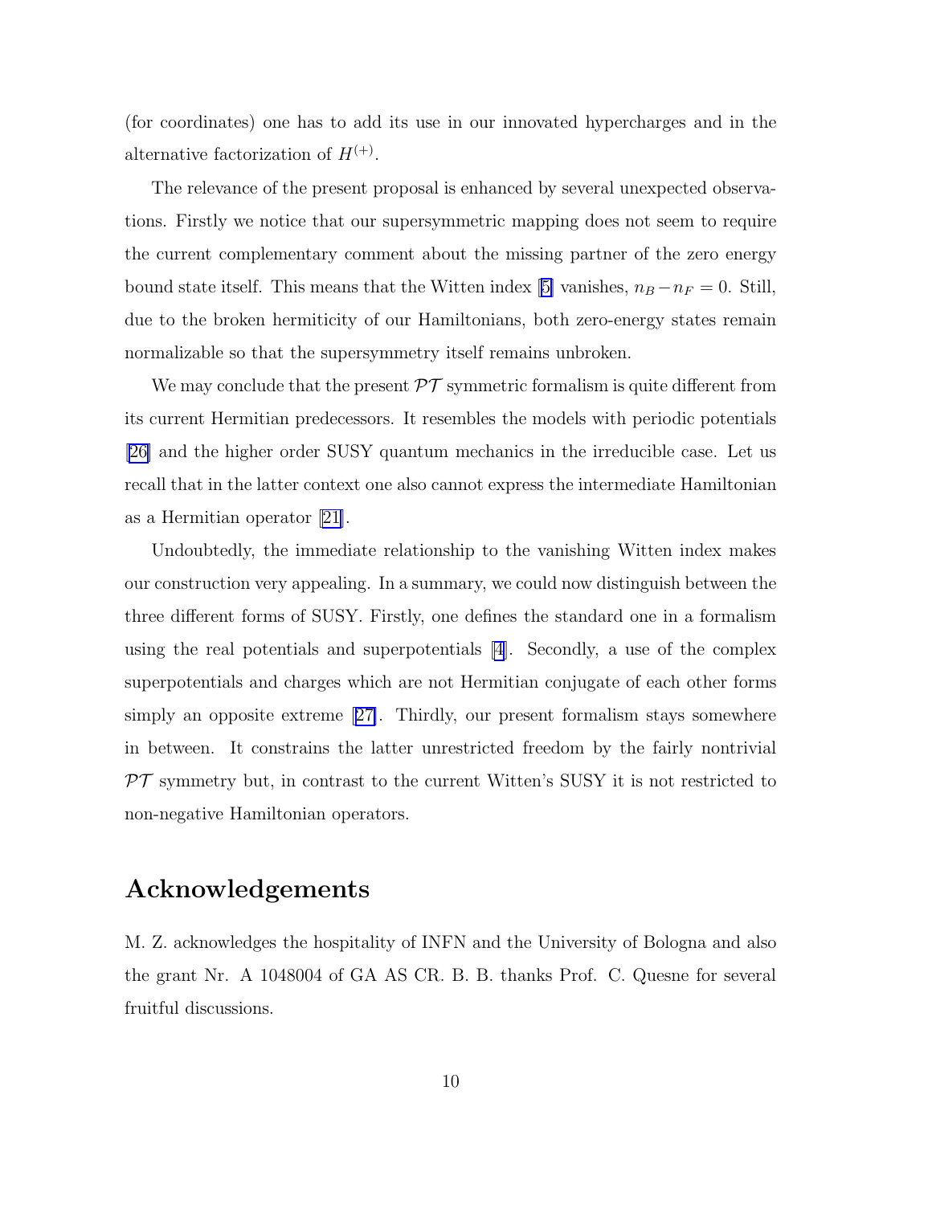(for coordinates) one has to add its use in our innovated hypercharges and in the alternative factorization of $H^{(+)}$.

The relevance of the present proposal is enhanced by several unexpected observations. Firstly we notice that our supersymmetric mapping does not seem to require the current complementary comment about the missing partner of the zero energy bound state itself. This means that the Witten index [5] vanishes, $n_B - n_F = 0$. Still, due to the broken hermiticity of our Hamiltonians, both zero-energy states remain normalizable so that the supersymmetry itself remains unbroken.

We may conclude that the present $\mathcal{PT}$ symmetric formalism is quite different from its current Hermitian predecessors. It resembles the models with periodic potentials [26] and the higher order SUSY quantum mechanics in the irreducible case. Let us recall that in the latter context one also cannot express the intermediate Hamiltonian as a Hermitian operator [21].

Undoubtedly, the immediate relationship to the vanishing Witten index makes our construction very appealing. In a summary, we could now distinguish between the three different forms of SUSY. Firstly, one defines the standard one in a formalism using the real potentials and superpotentials [4]. Secondly, a use of the complex superpotentials and charges which are not Hermitian conjugate of each other forms simply an opposite extreme [27]. Thirdly, our present formalism stays somewhere in between. It constrains the latter unrestricted freedom by the fairly nontrivial $\mathcal{PT}$ symmetry but, in contrast to the current Witten's SUSY it is not restricted to non-negative Hamiltonian operators.

## Acknowledgements

M. Z. acknowledges the hospitality of INFN and the University of Bologna and also the grant Nr. A 1048004 of GA AS CR. B. B. thanks Prof. C. Quesne for several fruitful discussions.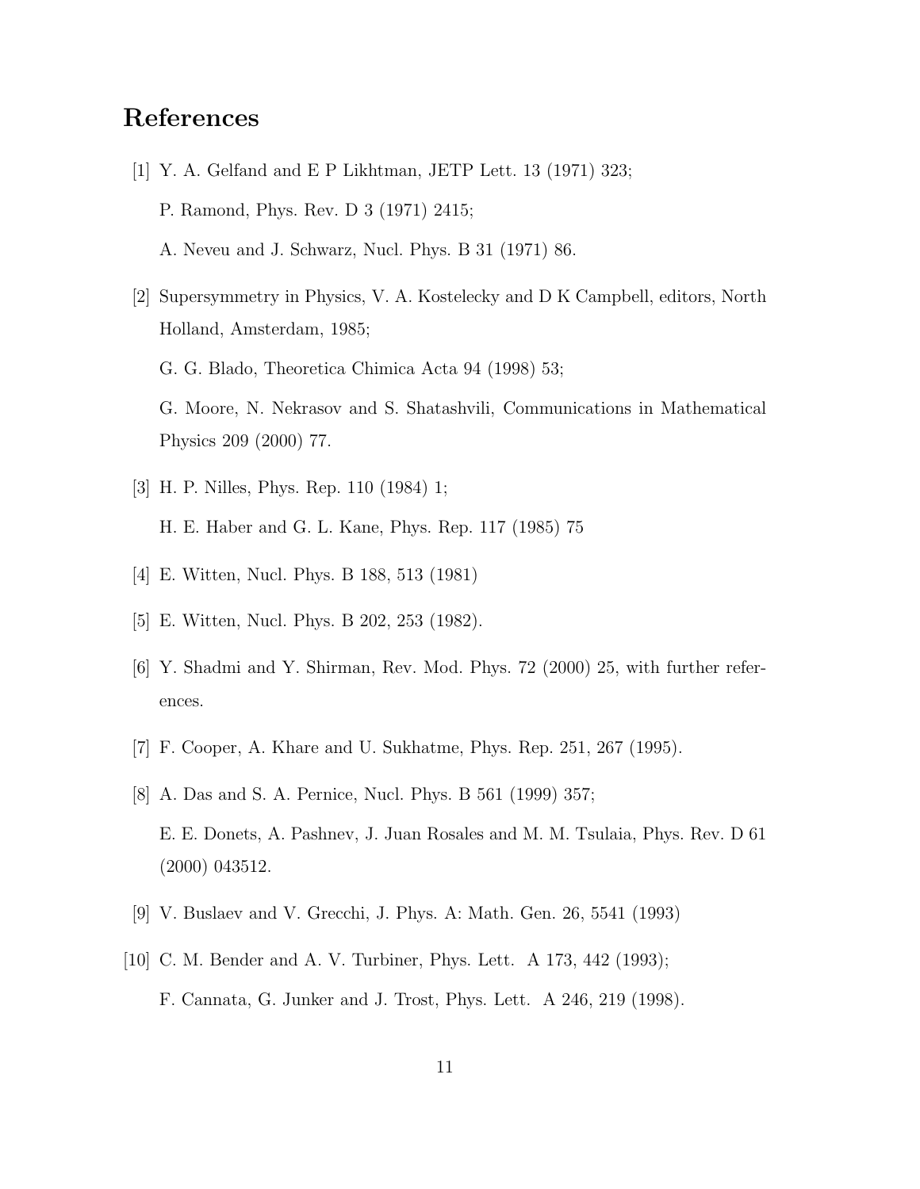# References

[1] Y. A. Gelfand and E P Likhtman, JETP Lett. 13 (1971) 323;
P. Ramond, Phys. Rev. D 3 (1971) 2415;
A. Neveu and J. Schwarz, Nucl. Phys. B 31 (1971) 86.

[2] Supersymmetry in Physics, V. A. Kostelecky and D K Campbell, editors, North Holland, Amsterdam, 1985;
G. G. Blado, Theoretica Chimica Acta 94 (1998) 53;
G. Moore, N. Nekrasov and S. Shatashvili, Communications in Mathematical Physics 209 (2000) 77.

[3] H. P. Nilles, Phys. Rep. 110 (1984) 1;
H. E. Haber and G. L. Kane, Phys. Rep. 117 (1985) 75

[4] E. Witten, Nucl. Phys. B 188, 513 (1981)

[5] E. Witten, Nucl. Phys. B 202, 253 (1982).

[6] Y. Shadmi and Y. Shirman, Rev. Mod. Phys. 72 (2000) 25, with further references.

[7] F. Cooper, A. Khare and U. Sukhatme, Phys. Rep. 251, 267 (1995).

[8] A. Das and S. A. Pernice, Nucl. Phys. B 561 (1999) 357;
E. E. Donets, A. Pashnev, J. Juan Rosales and M. M. Tsulaia, Phys. Rev. D 61 (2000) 043512.

[9] V. Buslaev and V. Grecchi, J. Phys. A: Math. Gen. 26, 5541 (1993)

[10] C. M. Bender and A. V. Turbiner, Phys. Lett. A 173, 442 (1993);
F. Cannata, G. Junker and J. Trost, Phys. Lett. A 246, 219 (1998).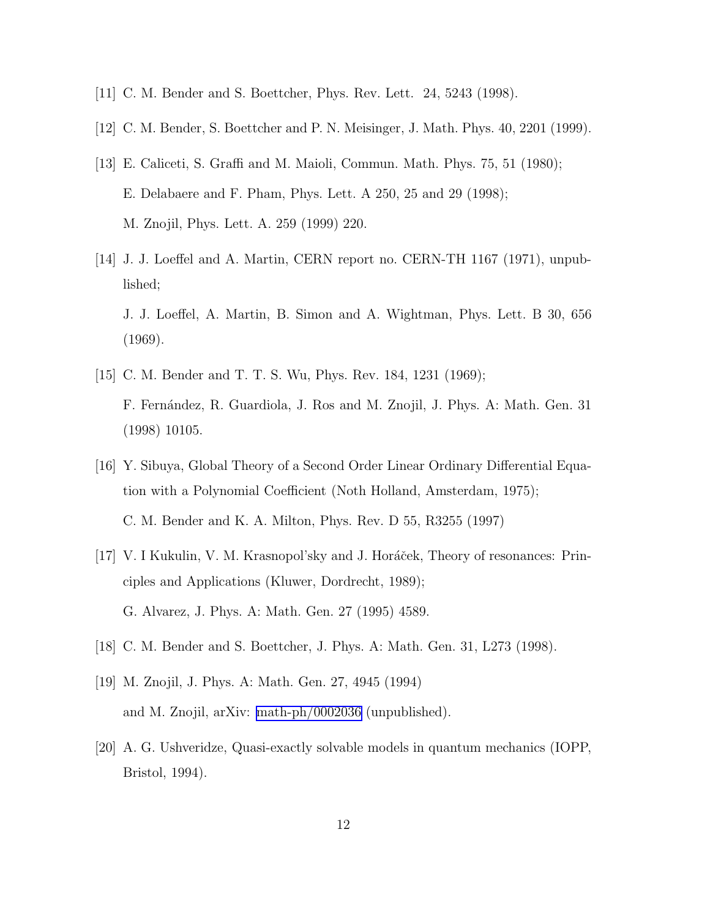[11] C. M. Bender and S. Boettcher, Phys. Rev. Lett. 24, 5243 (1998).

[12] C. M. Bender, S. Boettcher and P. N. Meisinger, J. Math. Phys. 40, 2201 (1999).

[13] E. Caliceti, S. Graffi and M. Maioli, Commun. Math. Phys. 75, 51 (1980);
E. Delabaere and F. Pham, Phys. Lett. A 250, 25 and 29 (1998);
M. Znojil, Phys. Lett. A. 259 (1999) 220.

[14] J. J. Loeffel and A. Martin, CERN report no. CERN-TH 1167 (1971), unpublished;
J. J. Loeffel, A. Martin, B. Simon and A. Wightman, Phys. Lett. B 30, 656 (1969).

[15] C. M. Bender and T. T. S. Wu, Phys. Rev. 184, 1231 (1969);
F. Fernández, R. Guardiola, J. Ros and M. Znojil, J. Phys. A: Math. Gen. 31 (1998) 10105.

[16] Y. Sibuya, Global Theory of a Second Order Linear Ordinary Differential Equation with a Polynomial Coefficient (Noth Holland, Amsterdam, 1975);
C. M. Bender and K. A. Milton, Phys. Rev. D 55, R3255 (1997)

[17] V. I Kukulin, V. M. Krasnopol'sky and J. Horáček, Theory of resonances: Principles and Applications (Kluwer, Dordrecht, 1989);
G. Alvarez, J. Phys. A: Math. Gen. 27 (1995) 4589.

[18] C. M. Bender and S. Boettcher, J. Phys. A: Math. Gen. 31, L273 (1998).

[19] M. Znojil, J. Phys. A: Math. Gen. 27, 4945 (1994)
and M. Znojil, arXiv: math-ph/0002036 (unpublished).

[20] A. G. Ushveridze, Quasi-exactly solvable models in quantum mechanics (IOPP, Bristol, 1994).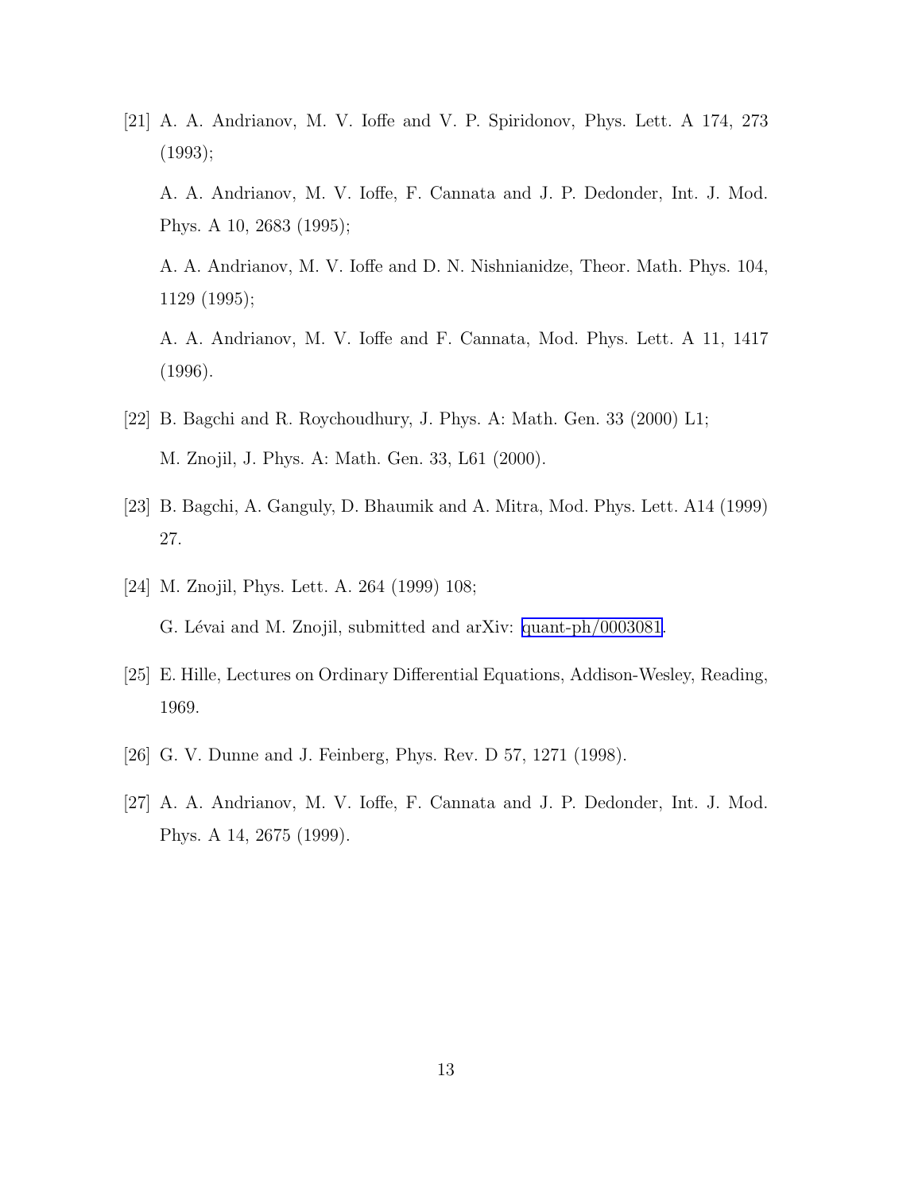[21] A. A. Andrianov, M. V. Ioffe and V. P. Spiridonov, Phys. Lett. A 174, 273 (1993);

A. A. Andrianov, M. V. Ioffe, F. Cannata and J. P. Dedonder, Int. J. Mod. Phys. A 10, 2683 (1995);

A. A. Andrianov, M. V. Ioffe and D. N. Nishnianidze, Theor. Math. Phys. 104, 1129 (1995);

A. A. Andrianov, M. V. Ioffe and F. Cannata, Mod. Phys. Lett. A 11, 1417 (1996).

[22] B. Bagchi and R. Roychoudhury, J. Phys. A: Math. Gen. 33 (2000) L1;

M. Znojil, J. Phys. A: Math. Gen. 33, L61 (2000).

[23] B. Bagchi, A. Ganguly, D. Bhaumik and A. Mitra, Mod. Phys. Lett. A14 (1999) 27.

[24] M. Znojil, Phys. Lett. A. 264 (1999) 108;

G. Lévai and M. Znojil, submitted and arXiv: quant-ph/0003081.

[25] E. Hille, Lectures on Ordinary Differential Equations, Addison-Wesley, Reading, 1969.

[26] G. V. Dunne and J. Feinberg, Phys. Rev. D 57, 1271 (1998).

[27] A. A. Andrianov, M. V. Ioffe, F. Cannata and J. P. Dedonder, Int. J. Mod. Phys. A 14, 2675 (1999).